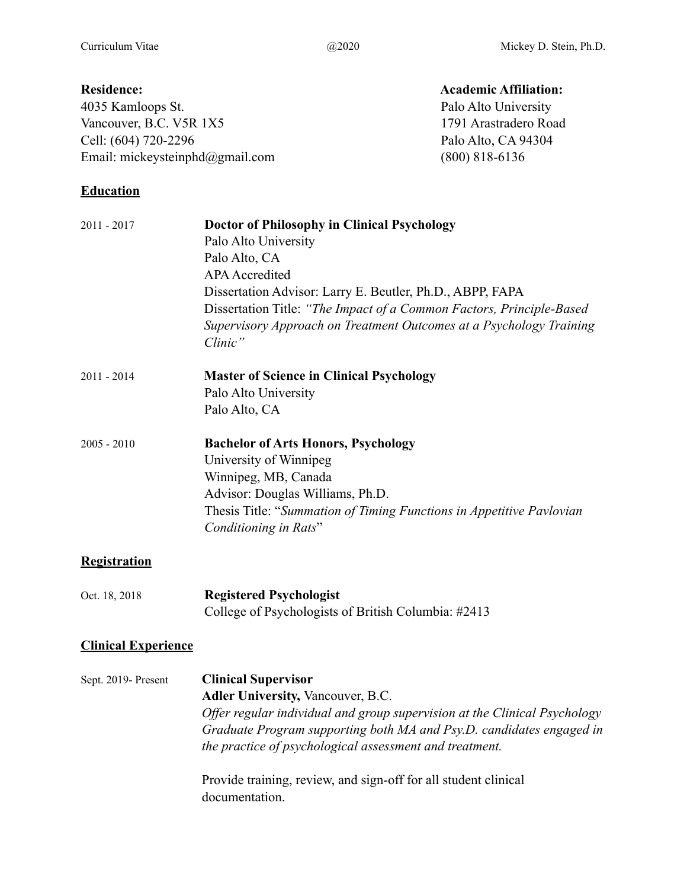**Residence:**
4035 Kamloops St.
Vancouver, B.C. V5R 1X5
Cell: (604) 720-2296
Email: mickeysteinphd@gmail.com

**Academic Affiliation:**
Palo Alto University
1791 Arastradero Road
Palo Alto, CA 94304
(800) 818-6136

## Education

2011 - 2017
**Doctor of Philosophy in Clinical Psychology**
Palo Alto University
Palo Alto, CA
APA Accredited
Dissertation Advisor: Larry E. Beutler, Ph.D., ABPP, FAPA
Dissertation Title: *"The Impact of a Common Factors, Principle-Based Supervisory Approach on Treatment Outcomes at a Psychology Training Clinic"*

2011 - 2014
**Master of Science in Clinical Psychology**
Palo Alto University
Palo Alto, CA

2005 - 2010
**Bachelor of Arts Honors, Psychology**
University of Winnipeg
Winnipeg, MB, Canada
Advisor: Douglas Williams, Ph.D.
Thesis Title: "*Summation of Timing Functions in Appetitive Pavlovian Conditioning in Rats*"

## Registration

Oct. 18, 2018
**Registered Psychologist**
College of Psychologists of British Columbia: #2413

## Clinical Experience

Sept. 2019- Present
**Clinical Supervisor**
**Adler University,** Vancouver, B.C.
*Offer regular individual and group supervision at the Clinical Psychology Graduate Program supporting both MA and Psy.D. candidates engaged in the practice of psychological assessment and treatment.*

Provide training, review, and sign-off for all student clinical documentation.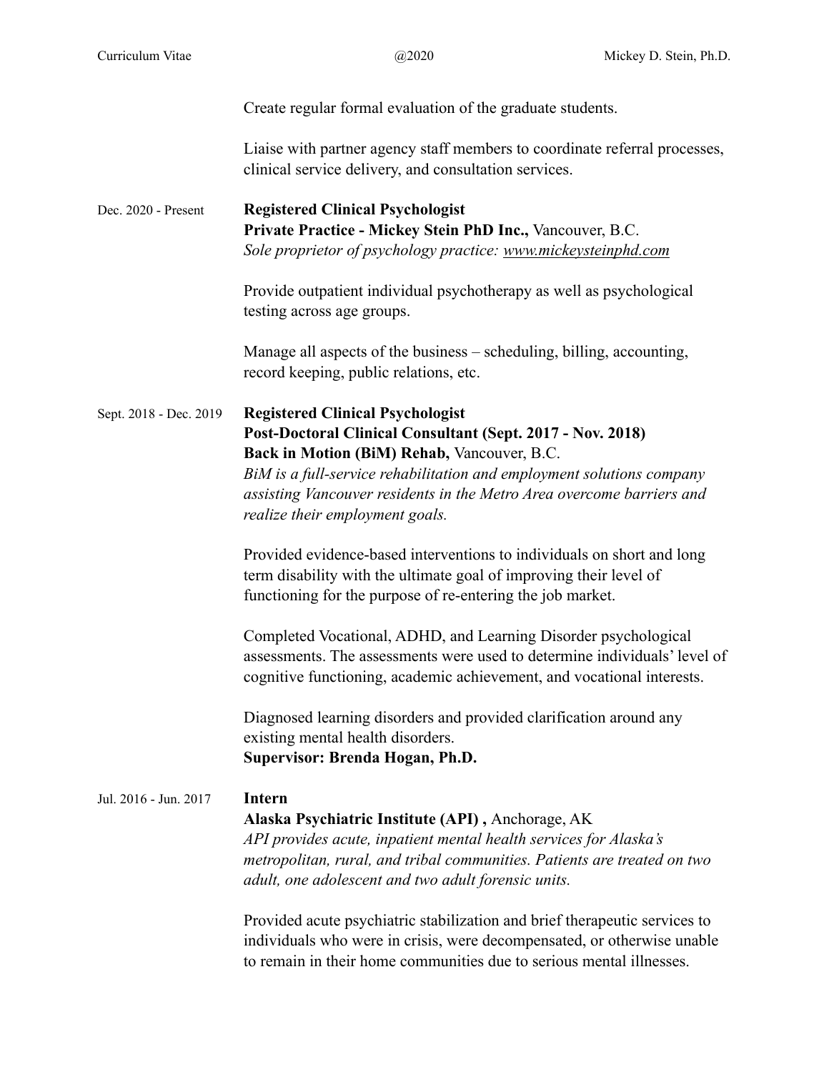Create regular formal evaluation of the graduate students.

Liaise with partner agency staff members to coordinate referral processes, clinical service delivery, and consultation services.

Dec. 2020 - Present

**Registered Clinical Psychologist**
**Private Practice - Mickey Stein PhD Inc.,** Vancouver, B.C.
*Sole proprietor of psychology practice: www.mickeysteinphd.com*

Provide outpatient individual psychotherapy as well as psychological testing across age groups.

Manage all aspects of the business – scheduling, billing, accounting, record keeping, public relations, etc.

Sept. 2018 - Dec. 2019

**Registered Clinical Psychologist**
**Post-Doctoral Clinical Consultant (Sept. 2017 - Nov. 2018)**
**Back in Motion (BiM) Rehab,** Vancouver, B.C.
*BiM is a full-service rehabilitation and employment solutions company assisting Vancouver residents in the Metro Area overcome barriers and realize their employment goals.*

Provided evidence-based interventions to individuals on short and long term disability with the ultimate goal of improving their level of functioning for the purpose of re-entering the job market.

Completed Vocational, ADHD, and Learning Disorder psychological assessments. The assessments were used to determine individuals' level of cognitive functioning, academic achievement, and vocational interests.

Diagnosed learning disorders and provided clarification around any existing mental health disorders.
**Supervisor: Brenda Hogan, Ph.D.**

Jul. 2016 - Jun. 2017

**Intern**
**Alaska Psychiatric Institute (API) ,** Anchorage, AK
*API provides acute, inpatient mental health services for Alaska's metropolitan, rural, and tribal communities. Patients are treated on two adult, one adolescent and two adult forensic units.*

Provided acute psychiatric stabilization and brief therapeutic services to individuals who were in crisis, were decompensated, or otherwise unable to remain in their home communities due to serious mental illnesses.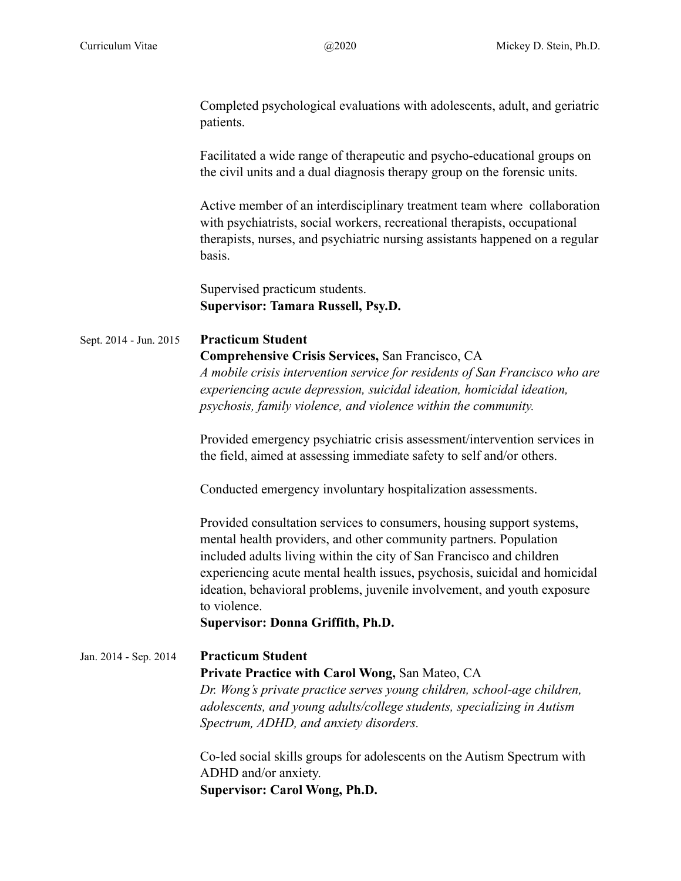Completed psychological evaluations with adolescents, adult, and geriatric patients.

Facilitated a wide range of therapeutic and psycho-educational groups on the civil units and a dual diagnosis therapy group on the forensic units.

Active member of an interdisciplinary treatment team where collaboration with psychiatrists, social workers, recreational therapists, occupational therapists, nurses, and psychiatric nursing assistants happened on a regular basis.

Supervised practicum students.
**Supervisor: Tamara Russell, Psy.D.**

Sept. 2014 - Jun. 2015

**Practicum Student**
**Comprehensive Crisis Services,** San Francisco, CA
*A mobile crisis intervention service for residents of San Francisco who are experiencing acute depression, suicidal ideation, homicidal ideation, psychosis, family violence, and violence within the community.*

Provided emergency psychiatric crisis assessment/intervention services in the field, aimed at assessing immediate safety to self and/or others.

Conducted emergency involuntary hospitalization assessments.

Provided consultation services to consumers, housing support systems, mental health providers, and other community partners. Population included adults living within the city of San Francisco and children experiencing acute mental health issues, psychosis, suicidal and homicidal ideation, behavioral problems, juvenile involvement, and youth exposure to violence.
**Supervisor: Donna Griffith, Ph.D.**

Jan. 2014 - Sep. 2014

**Practicum Student**
**Private Practice with Carol Wong,** San Mateo, CA
*Dr. Wong's private practice serves young children, school-age children, adolescents, and young adults/college students, specializing in Autism Spectrum, ADHD, and anxiety disorders.*

Co-led social skills groups for adolescents on the Autism Spectrum with ADHD and/or anxiety.
**Supervisor: Carol Wong, Ph.D.**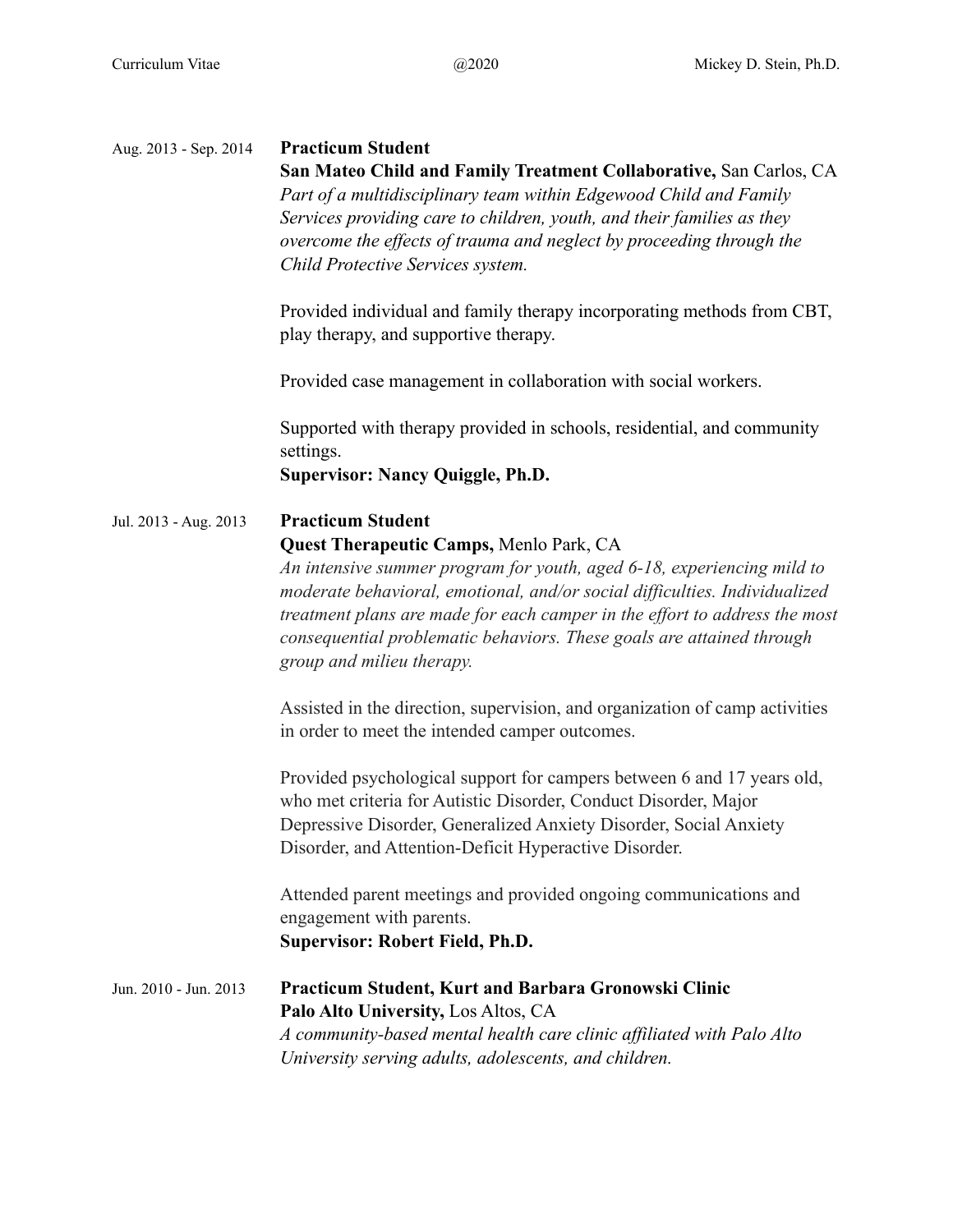Aug. 2013 - Sep. 2014 **Practicum Student**
**San Mateo Child and Family Treatment Collaborative,** San Carlos, CA
*Part of a multidisciplinary team within Edgewood Child and Family Services providing care to children, youth, and their families as they overcome the effects of trauma and neglect by proceeding through the Child Protective Services system.*

Provided individual and family therapy incorporating methods from CBT, play therapy, and supportive therapy.

Provided case management in collaboration with social workers.

Supported with therapy provided in schools, residential, and community settings.
**Supervisor: Nancy Quiggle, Ph.D.**

Jul. 2013 - Aug. 2013 **Practicum Student**
**Quest Therapeutic Camps,** Menlo Park, CA
*An intensive summer program for youth, aged 6-18, experiencing mild to moderate behavioral, emotional, and/or social difficulties. Individualized treatment plans are made for each camper in the effort to address the most consequential problematic behaviors. These goals are attained through group and milieu therapy.*

Assisted in the direction, supervision, and organization of camp activities in order to meet the intended camper outcomes.

Provided psychological support for campers between 6 and 17 years old, who met criteria for Autistic Disorder, Conduct Disorder, Major Depressive Disorder, Generalized Anxiety Disorder, Social Anxiety Disorder, and Attention-Deficit Hyperactive Disorder.

Attended parent meetings and provided ongoing communications and engagement with parents.
**Supervisor: Robert Field, Ph.D.**

Jun. 2010 - Jun. 2013 **Practicum Student, Kurt and Barbara Gronowski Clinic**
**Palo Alto University,** Los Altos, CA
*A community-based mental health care clinic affiliated with Palo Alto University serving adults, adolescents, and children.*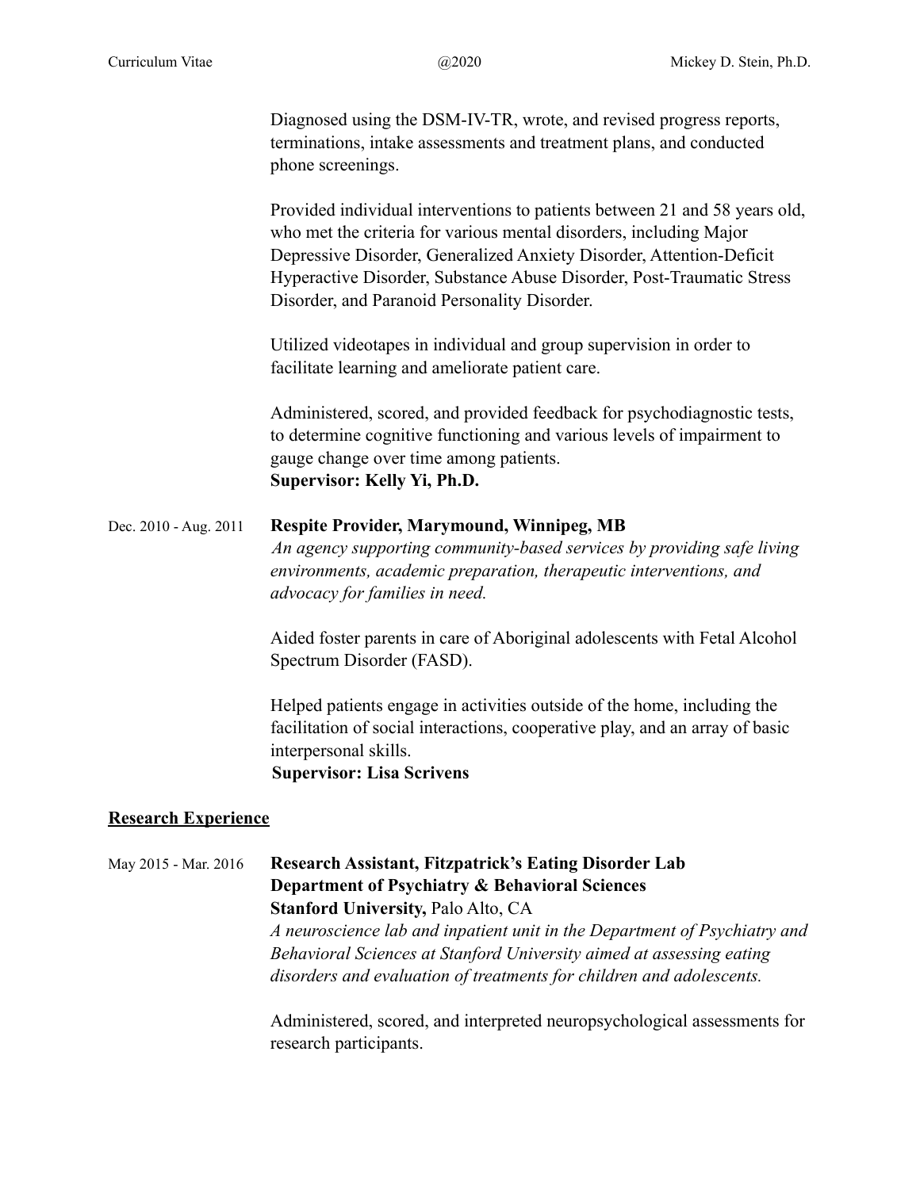Diagnosed using the DSM-IV-TR, wrote, and revised progress reports, terminations, intake assessments and treatment plans, and conducted phone screenings.

Provided individual interventions to patients between 21 and 58 years old, who met the criteria for various mental disorders, including Major Depressive Disorder, Generalized Anxiety Disorder, Attention-Deficit Hyperactive Disorder, Substance Abuse Disorder, Post-Traumatic Stress Disorder, and Paranoid Personality Disorder.

Utilized videotapes in individual and group supervision in order to facilitate learning and ameliorate patient care.

Administered, scored, and provided feedback for psychodiagnostic tests, to determine cognitive functioning and various levels of impairment to gauge change over time among patients.
**Supervisor: Kelly Yi, Ph.D.**

Dec. 2010 - Aug. 2011 **Respite Provider, Marymound, Winnipeg, MB**
*An agency supporting community-based services by providing safe living environments, academic preparation, therapeutic interventions, and advocacy for families in need.*

Aided foster parents in care of Aboriginal adolescents with Fetal Alcohol Spectrum Disorder (FASD).

Helped patients engage in activities outside of the home, including the facilitation of social interactions, cooperative play, and an array of basic interpersonal skills.
**Supervisor: Lisa Scrivens**

## Research Experience

May 2015 - Mar. 2016 **Research Assistant, Fitzpatrick's Eating Disorder Lab**
**Department of Psychiatry & Behavioral Sciences**
**Stanford University,** Palo Alto, CA
*A neuroscience lab and inpatient unit in the Department of Psychiatry and Behavioral Sciences at Stanford University aimed at assessing eating disorders and evaluation of treatments for children and adolescents.*

Administered, scored, and interpreted neuropsychological assessments for research participants.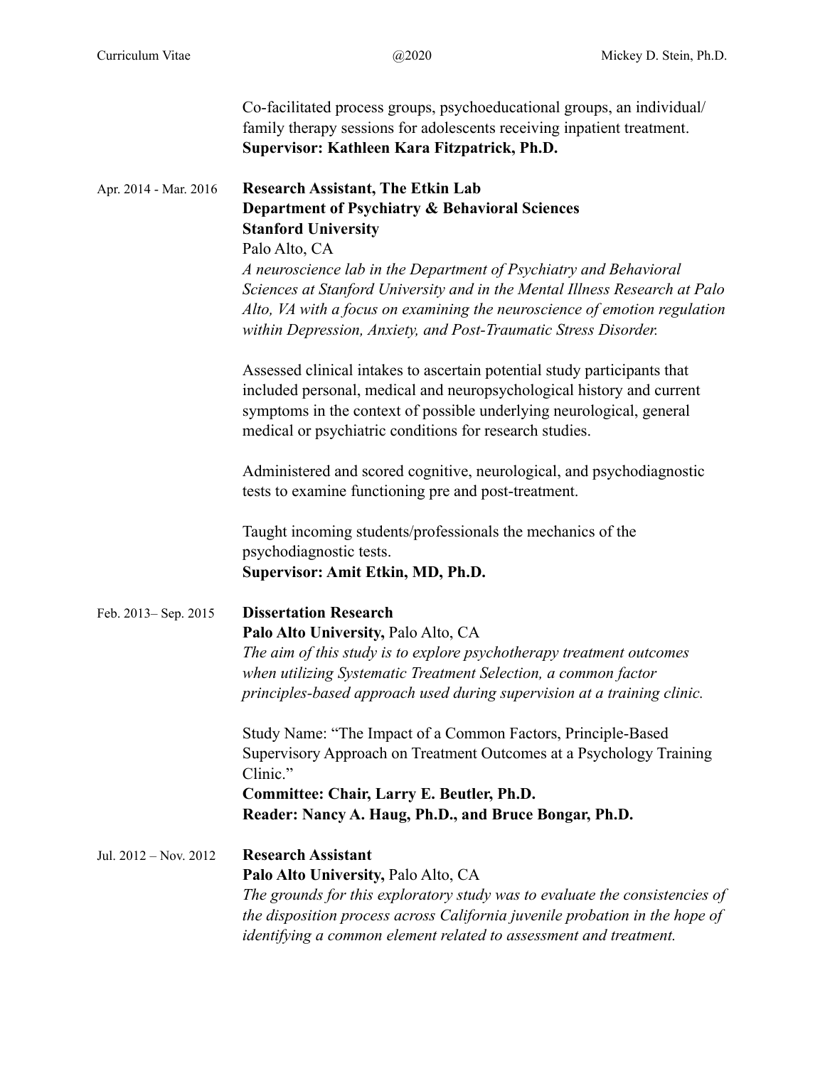Co-facilitated process groups, psychoeducational groups, an individual/ family therapy sessions for adolescents receiving inpatient treatment.
**Supervisor: Kathleen Kara Fitzpatrick, Ph.D.**

Apr. 2014 - Mar. 2016 **Research Assistant, The Etkin Lab**
**Department of Psychiatry & Behavioral Sciences**
**Stanford University**
Palo Alto, CA
*A neuroscience lab in the Department of Psychiatry and Behavioral Sciences at Stanford University and in the Mental Illness Research at Palo Alto, VA with a focus on examining the neuroscience of emotion regulation within Depression, Anxiety, and Post-Traumatic Stress Disorder.*

Assessed clinical intakes to ascertain potential study participants that included personal, medical and neuropsychological history and current symptoms in the context of possible underlying neurological, general medical or psychiatric conditions for research studies.

Administered and scored cognitive, neurological, and psychodiagnostic tests to examine functioning pre and post-treatment.

Taught incoming students/professionals the mechanics of the psychodiagnostic tests.
**Supervisor: Amit Etkin, MD, Ph.D.**

Feb. 2013– Sep. 2015 **Dissertation Research**
**Palo Alto University,** Palo Alto, CA
*The aim of this study is to explore psychotherapy treatment outcomes when utilizing Systematic Treatment Selection, a common factor principles-based approach used during supervision at a training clinic.*

Study Name: "The Impact of a Common Factors, Principle-Based Supervisory Approach on Treatment Outcomes at a Psychology Training Clinic."
**Committee: Chair, Larry E. Beutler, Ph.D.**
**Reader: Nancy A. Haug, Ph.D., and Bruce Bongar, Ph.D.**

Jul. 2012 – Nov. 2012 **Research Assistant**
**Palo Alto University,** Palo Alto, CA
*The grounds for this exploratory study was to evaluate the consistencies of the disposition process across California juvenile probation in the hope of identifying a common element related to assessment and treatment.*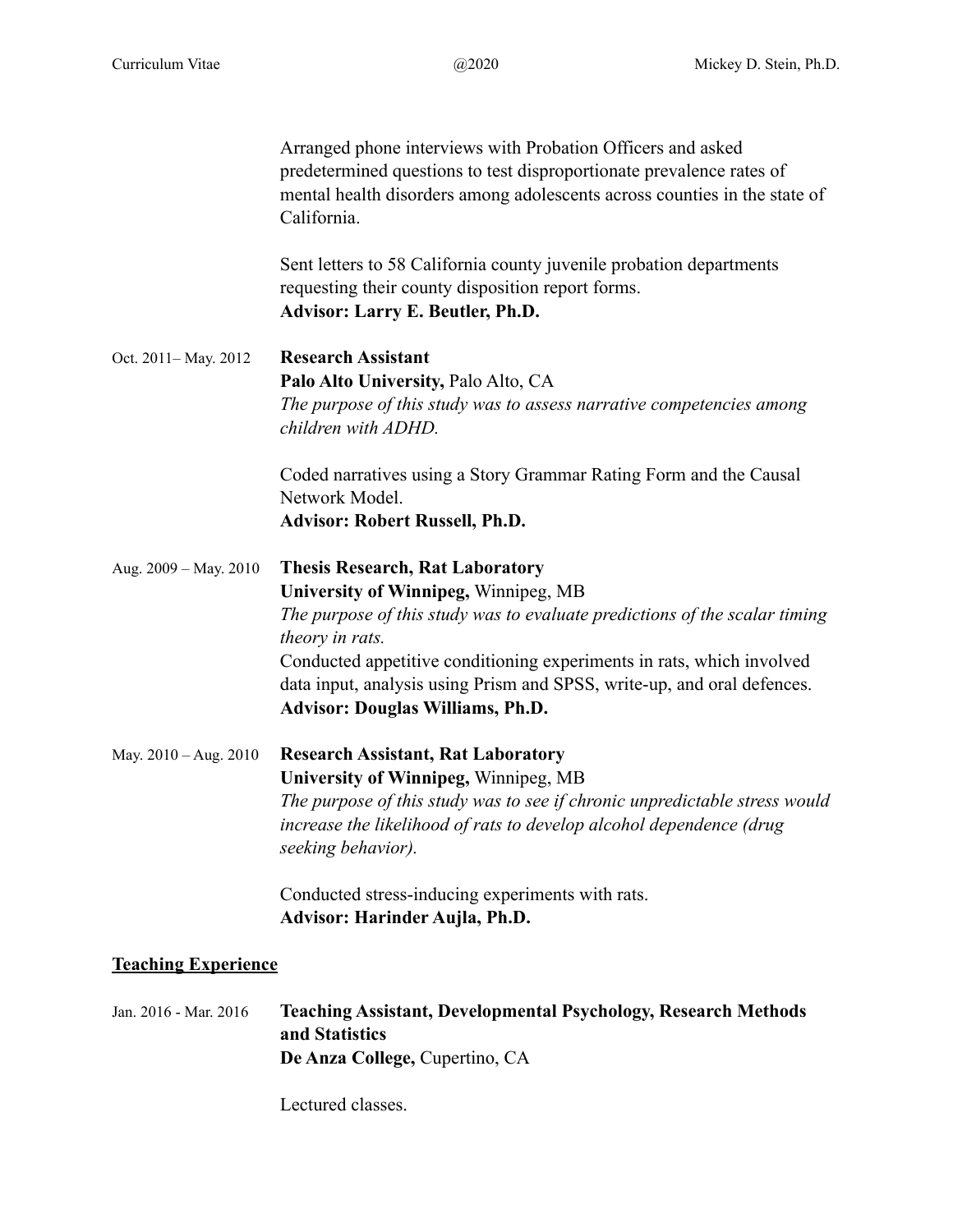Arranged phone interviews with Probation Officers and asked predetermined questions to test disproportionate prevalence rates of mental health disorders among adolescents across counties in the state of California.

Sent letters to 58 California county juvenile probation departments requesting their county disposition report forms.
**Advisor: Larry E. Beutler, Ph.D.**

Oct. 2011– May. 2012 **Research Assistant**
**Palo Alto University,** Palo Alto, CA
*The purpose of this study was to assess narrative competencies among children with ADHD.*

Coded narratives using a Story Grammar Rating Form and the Causal Network Model.
**Advisor: Robert Russell, Ph.D.**

Aug. 2009 – May. 2010 **Thesis Research, Rat Laboratory**
**University of Winnipeg,** Winnipeg, MB
*The purpose of this study was to evaluate predictions of the scalar timing theory in rats.*
Conducted appetitive conditioning experiments in rats, which involved data input, analysis using Prism and SPSS, write-up, and oral defences.
**Advisor: Douglas Williams, Ph.D.**

May. 2010 – Aug. 2010 **Research Assistant, Rat Laboratory**
**University of Winnipeg,** Winnipeg, MB
*The purpose of this study was to see if chronic unpredictable stress would increase the likelihood of rats to develop alcohol dependence (drug seeking behavior).*

Conducted stress-inducing experiments with rats.
**Advisor: Harinder Aujla, Ph.D.**

## Teaching Experience

Jan. 2016 - Mar. 2016 **Teaching Assistant, Developmental Psychology, Research Methods and Statistics**
**De Anza College,** Cupertino, CA

Lectured classes.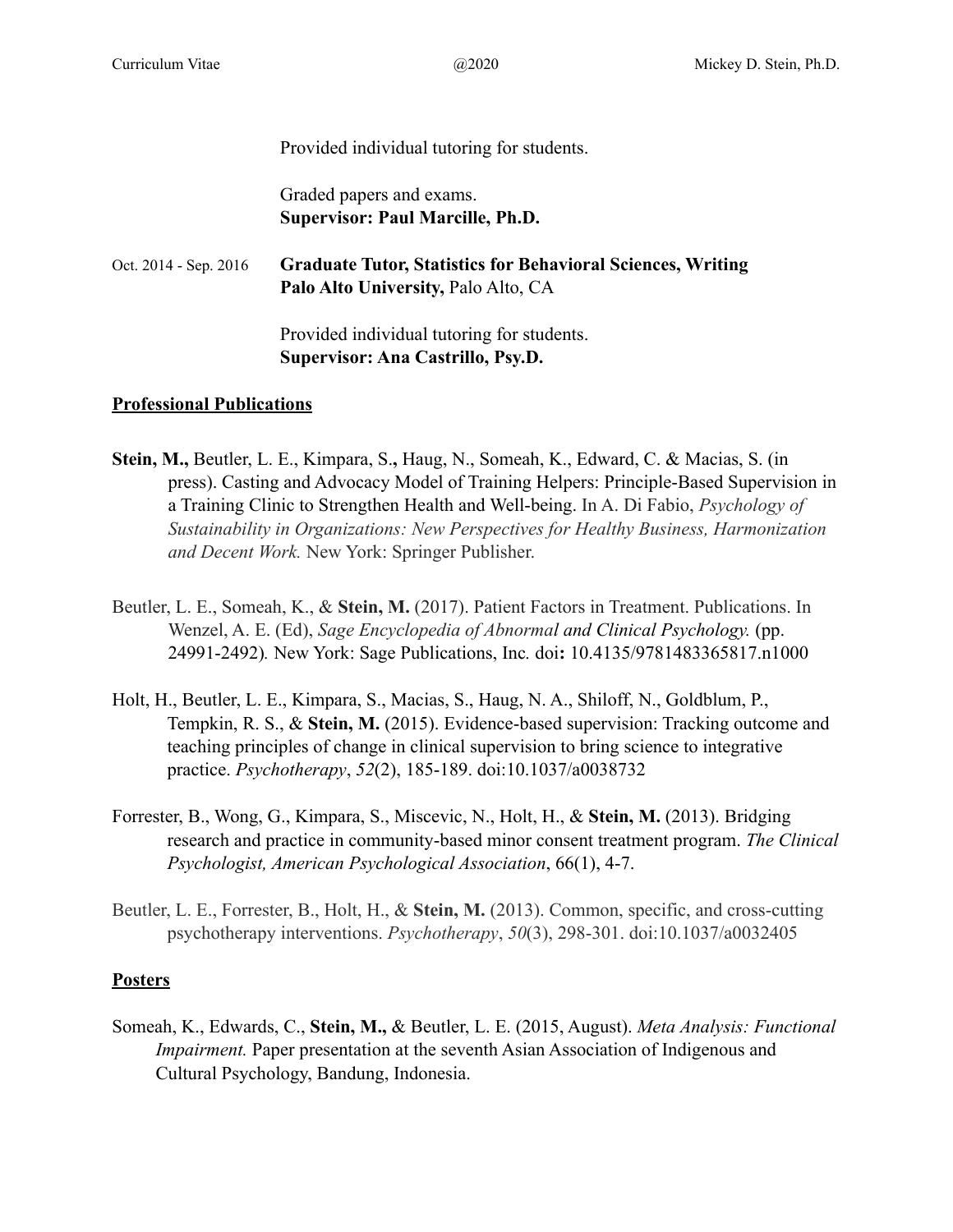Provided individual tutoring for students.

Graded papers and exams.
**Supervisor: Paul Marcille, Ph.D.**

Oct. 2014 - Sep. 2016 **Graduate Tutor, Statistics for Behavioral Sciences, Writing**
**Palo Alto University,** Palo Alto, CA

Provided individual tutoring for students.
**Supervisor: Ana Castrillo, Psy.D.**

## Professional Publications

**Stein, M.,** Beutler, L. E., Kimpara, S.**,** Haug, N., Someah, K., Edward, C. & Macias, S. (in press). Casting and Advocacy Model of Training Helpers: Principle-Based Supervision in a Training Clinic to Strengthen Health and Well-being. In A. Di Fabio, *Psychology of Sustainability in Organizations: New Perspectives for Healthy Business, Harmonization and Decent Work.* New York: Springer Publisher.

Beutler, L. E., Someah, K., & **Stein, M.** (2017). Patient Factors in Treatment. Publications. In Wenzel, A. E. (Ed), *Sage Encyclopedia of Abnormal and Clinical Psychology.* (pp. 24991-2492)*.* New York: Sage Publications, Inc*.* doi**:** 10.4135/9781483365817.n1000

Holt, H., Beutler, L. E., Kimpara, S., Macias, S., Haug, N. A., Shiloff, N., Goldblum, P., Tempkin, R. S., & **Stein, M.** (2015). Evidence-based supervision: Tracking outcome and teaching principles of change in clinical supervision to bring science to integrative practice. *Psychotherapy*, *52*(2), 185-189. doi:10.1037/a0038732

Forrester, B., Wong, G., Kimpara, S., Miscevic, N., Holt, H., & **Stein, M.** (2013). Bridging research and practice in community-based minor consent treatment program. *The Clinical Psychologist, American Psychological Association*, 66(1), 4-7.

Beutler, L. E., Forrester, B., Holt, H., & **Stein, M.** (2013). Common, specific, and cross-cutting psychotherapy interventions. *Psychotherapy*, *50*(3), 298-301. doi:10.1037/a0032405

## Posters

Someah, K., Edwards, C., **Stein, M.,** & Beutler, L. E. (2015, August). *Meta Analysis: Functional Impairment.* Paper presentation at the seventh Asian Association of Indigenous and Cultural Psychology, Bandung, Indonesia.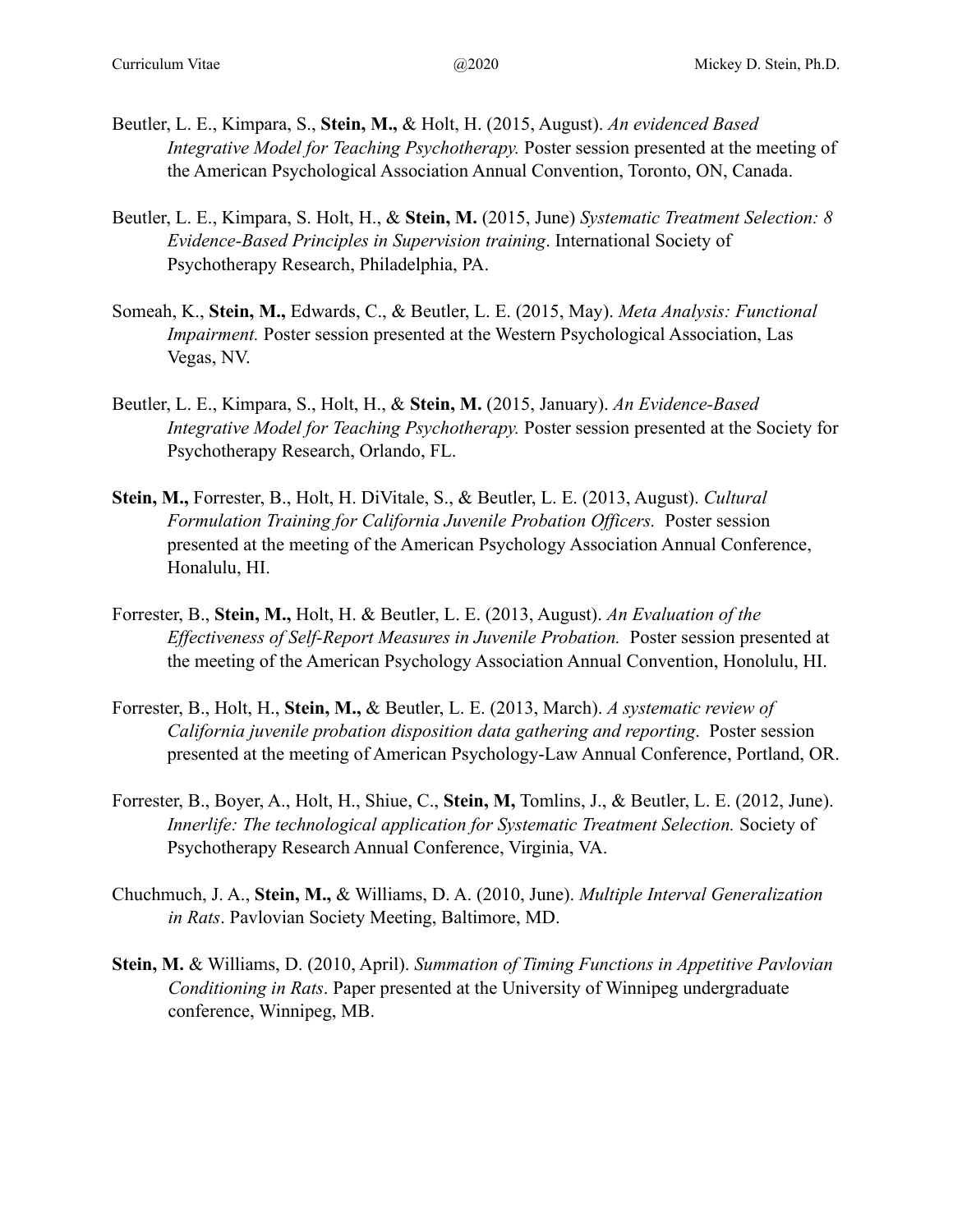Beutler, L. E., Kimpara, S., **Stein, M.,** & Holt, H. (2015, August). *An evidenced Based Integrative Model for Teaching Psychotherapy.* Poster session presented at the meeting of the American Psychological Association Annual Convention, Toronto, ON, Canada.

Beutler, L. E., Kimpara, S. Holt, H., & **Stein, M.** (2015, June) *Systematic Treatment Selection: 8 Evidence-Based Principles in Supervision training*. International Society of Psychotherapy Research, Philadelphia, PA.

Someah, K., **Stein, M.,** Edwards, C., & Beutler, L. E. (2015, May). *Meta Analysis: Functional Impairment.* Poster session presented at the Western Psychological Association, Las Vegas, NV.

Beutler, L. E., Kimpara, S., Holt, H., & **Stein, M.** (2015, January). *An Evidence-Based Integrative Model for Teaching Psychotherapy.* Poster session presented at the Society for Psychotherapy Research, Orlando, FL.

**Stein, M.,** Forrester, B., Holt, H. DiVitale, S., & Beutler, L. E. (2013, August). *Cultural Formulation Training for California Juvenile Probation Officers.* Poster session presented at the meeting of the American Psychology Association Annual Conference, Honalulu, HI.

Forrester, B., **Stein, M.,** Holt, H. & Beutler, L. E. (2013, August). *An Evaluation of the Effectiveness of Self-Report Measures in Juvenile Probation.* Poster session presented at the meeting of the American Psychology Association Annual Convention, Honolulu, HI.

Forrester, B., Holt, H., **Stein, M.,** & Beutler, L. E. (2013, March). *A systematic review of California juvenile probation disposition data gathering and reporting*. Poster session presented at the meeting of American Psychology-Law Annual Conference, Portland, OR.

Forrester, B., Boyer, A., Holt, H., Shiue, C., **Stein, M,** Tomlins, J., & Beutler, L. E. (2012, June). *Innerlife: The technological application for Systematic Treatment Selection.* Society of Psychotherapy Research Annual Conference, Virginia, VA.

Chuchmuch, J. A., **Stein, M.,** & Williams, D. A. (2010, June). *Multiple Interval Generalization in Rats*. Pavlovian Society Meeting, Baltimore, MD.

**Stein, M.** & Williams, D. (2010, April). *Summation of Timing Functions in Appetitive Pavlovian Conditioning in Rats*. Paper presented at the University of Winnipeg undergraduate conference, Winnipeg, MB.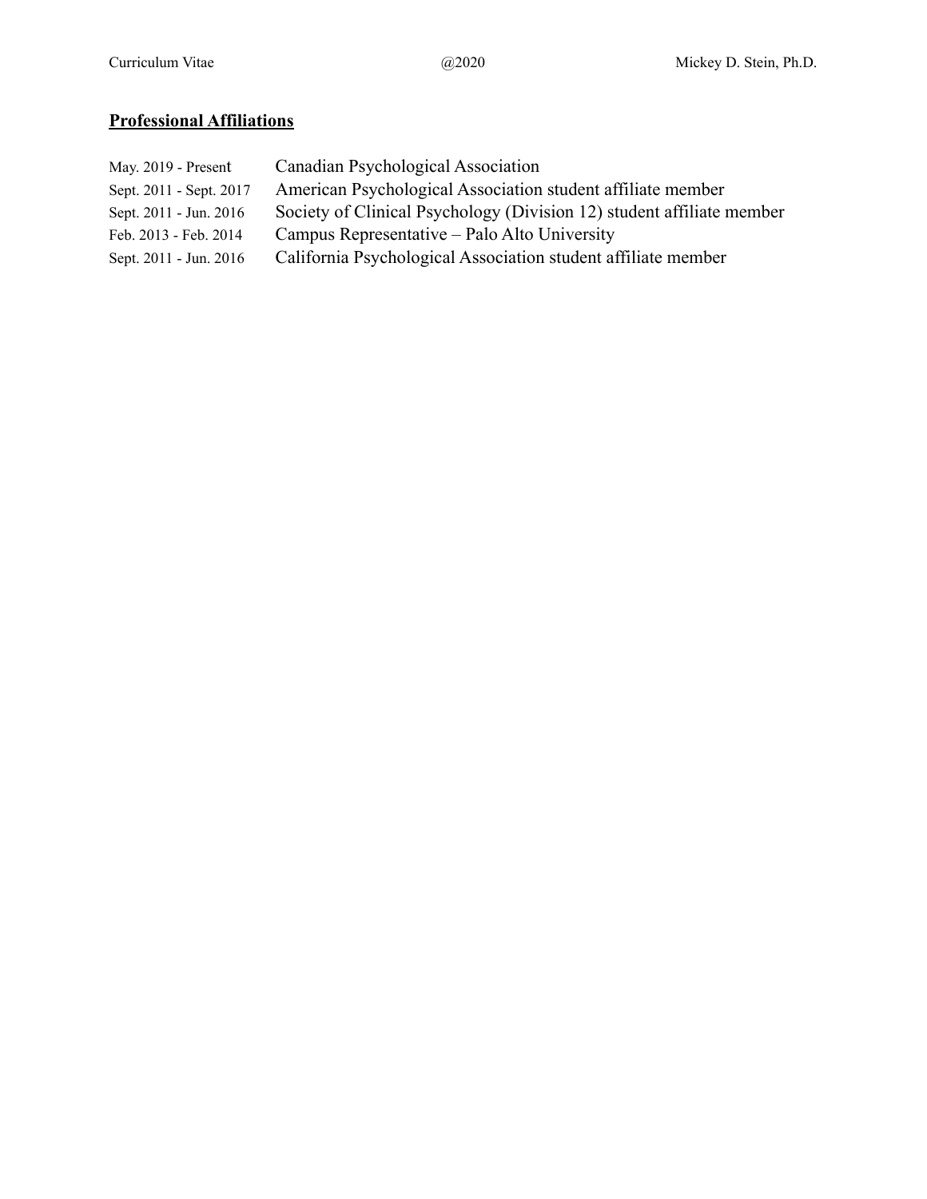## Professional Affiliations

| | |
|---|---|
| May. 2019 - Present | Canadian Psychological Association |
| Sept. 2011 - Sept. 2017 | American Psychological Association student affiliate member |
| Sept. 2011 - Jun. 2016 | Society of Clinical Psychology (Division 12) student affiliate member |
| Feb. 2013 - Feb. 2014 | Campus Representative – Palo Alto University |
| Sept. 2011 - Jun. 2016 | California Psychological Association student affiliate member |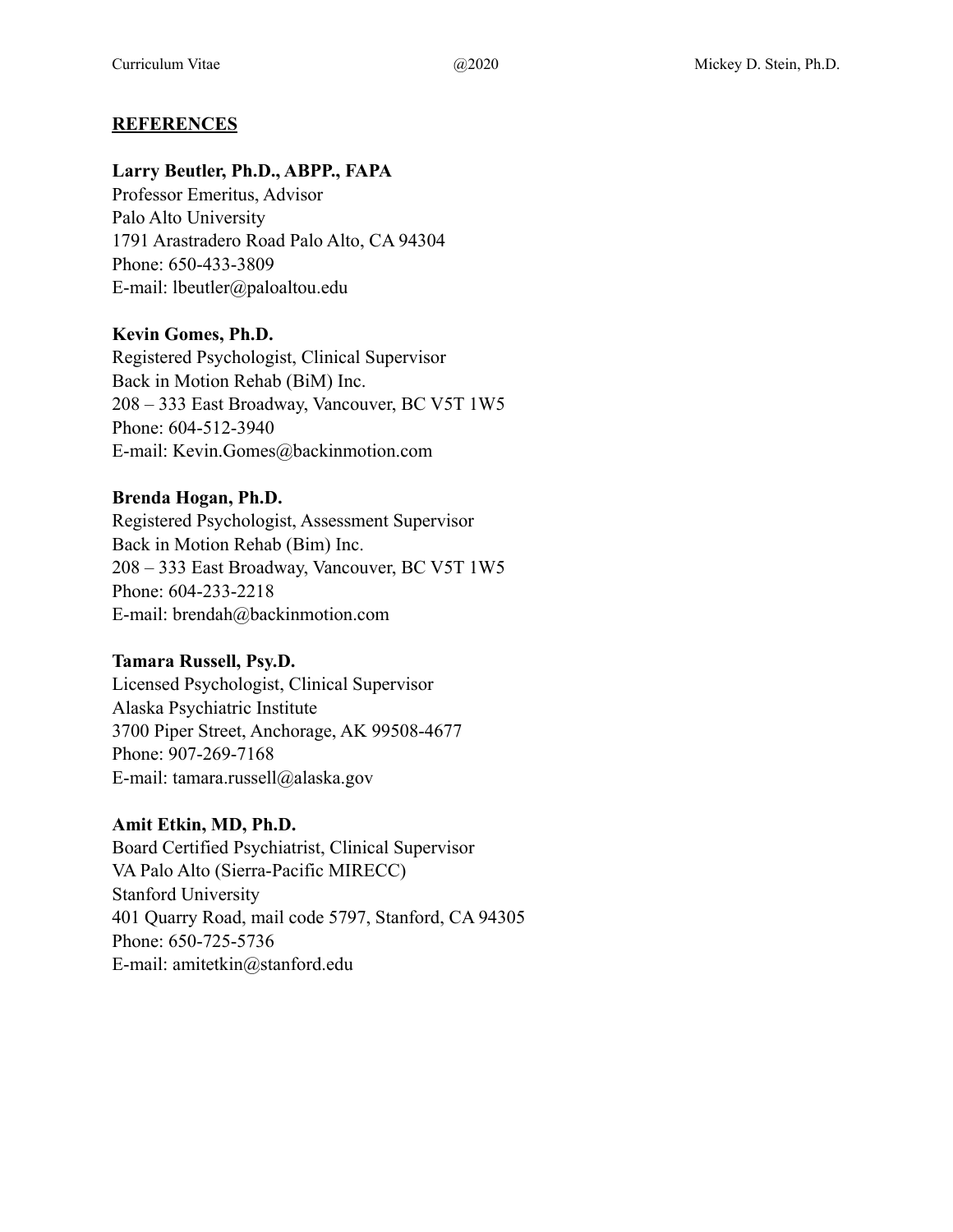## REFERENCES

**Larry Beutler, Ph.D., ABPP., FAPA**
Professor Emeritus, Advisor
Palo Alto University
1791 Arastradero Road Palo Alto, CA 94304
Phone: 650-433-3809
E-mail: lbeutler@paloaltou.edu

**Kevin Gomes, Ph.D.**
Registered Psychologist, Clinical Supervisor
Back in Motion Rehab (BiM) Inc.
208 – 333 East Broadway, Vancouver, BC V5T 1W5
Phone: 604-512-3940
E-mail: Kevin.Gomes@backinmotion.com

**Brenda Hogan, Ph.D.**
Registered Psychologist, Assessment Supervisor
Back in Motion Rehab (Bim) Inc.
208 – 333 East Broadway, Vancouver, BC V5T 1W5
Phone: 604-233-2218
E-mail: brendah@backinmotion.com

**Tamara Russell, Psy.D.**
Licensed Psychologist, Clinical Supervisor
Alaska Psychiatric Institute
3700 Piper Street, Anchorage, AK 99508-4677
Phone: 907-269-7168
E-mail: tamara.russell@alaska.gov

**Amit Etkin, MD, Ph.D.**
Board Certified Psychiatrist, Clinical Supervisor
VA Palo Alto (Sierra-Pacific MIRECC)
Stanford University
401 Quarry Road, mail code 5797, Stanford, CA 94305
Phone: 650-725-5736
E-mail: amitetkin@stanford.edu